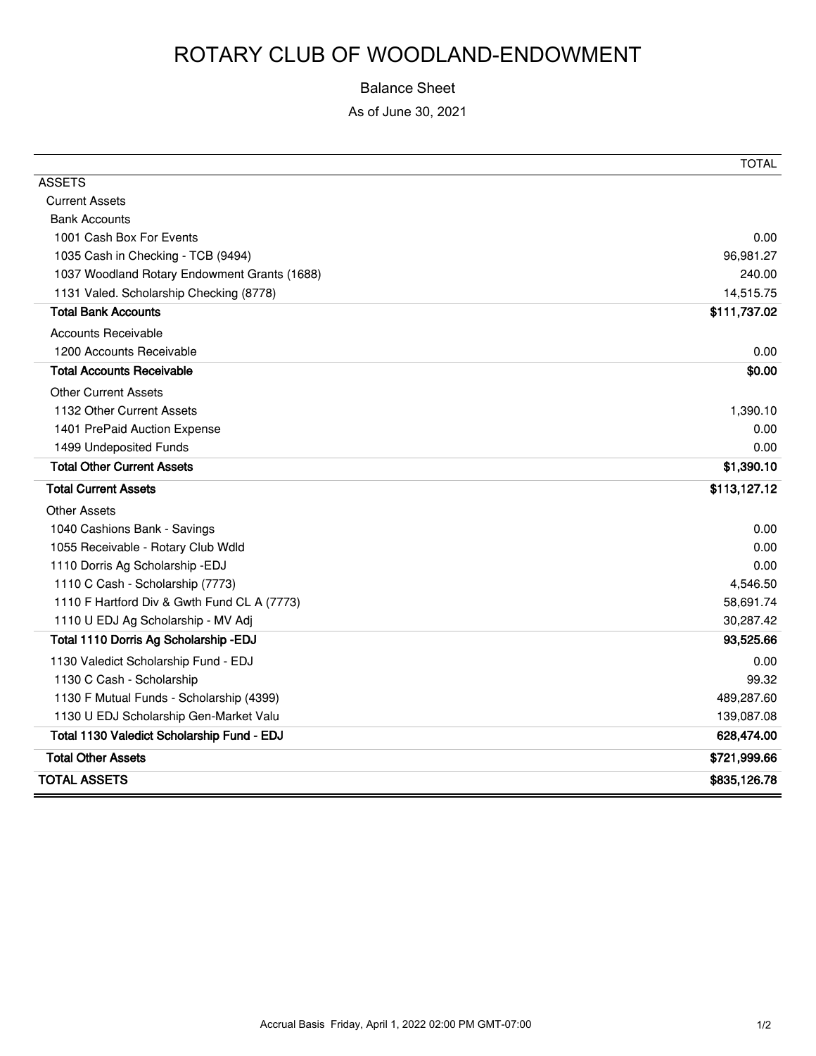# ROTARY CLUB OF WOODLAND-ENDOWMENT

Balance Sheet

As of June 30, 2021

| | TOTAL |
|---|---|
| ASSETS | |
| Current Assets | |
| Bank Accounts | |
| 1001 Cash Box For Events | 0.00 |
| 1035 Cash in Checking - TCB (9494) | 96,981.27 |
| 1037 Woodland Rotary Endowment Grants (1688) | 240.00 |
| 1131 Valed. Scholarship Checking (8778) | 14,515.75 |
| **Total Bank Accounts** | **$111,737.02** |
| Accounts Receivable | |
| 1200 Accounts Receivable | 0.00 |
| **Total Accounts Receivable** | **$0.00** |
| Other Current Assets | |
| 1132 Other Current Assets | 1,390.10 |
| 1401 PrePaid Auction Expense | 0.00 |
| 1499 Undeposited Funds | 0.00 |
| **Total Other Current Assets** | **$1,390.10** |
| **Total Current Assets** | **$113,127.12** |
| Other Assets | |
| 1040 Cashions Bank - Savings | 0.00 |
| 1055 Receivable - Rotary Club Wdld | 0.00 |
| 1110 Dorris Ag Scholarship -EDJ | 0.00 |
| 1110 C Cash - Scholarship (7773) | 4,546.50 |
| 1110 F Hartford Div & Gwth Fund CL A (7773) | 58,691.74 |
| 1110 U EDJ Ag Scholarship - MV Adj | 30,287.42 |
| **Total 1110 Dorris Ag Scholarship -EDJ** | **93,525.66** |
| 1130 Valedict Scholarship Fund - EDJ | 0.00 |
| 1130 C Cash - Scholarship | 99.32 |
| 1130 F Mutual Funds - Scholarship (4399) | 489,287.60 |
| 1130 U EDJ Scholarship Gen-Market Valu | 139,087.08 |
| **Total 1130 Valedict Scholarship Fund - EDJ** | **628,474.00** |
| **Total Other Assets** | **$721,999.66** |
| **TOTAL ASSETS** | **$835,126.78** |

Accrual Basis Friday, April 1, 2022 02:00 PM GMT-07:00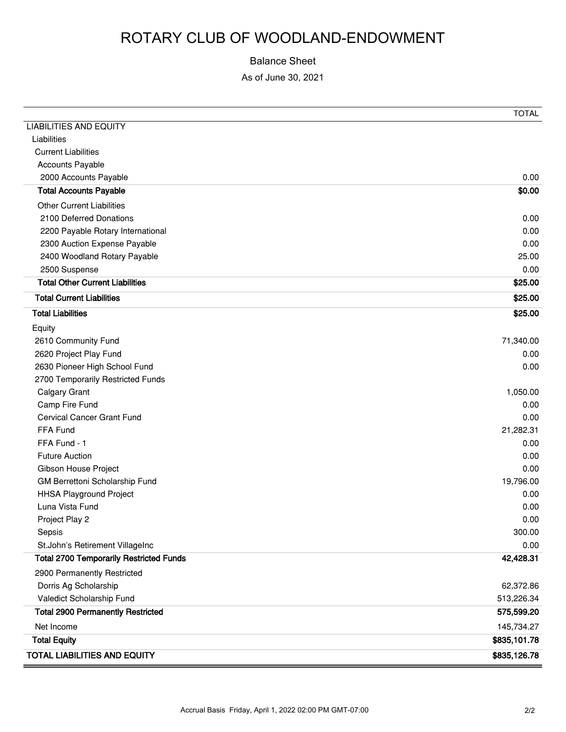# ROTARY CLUB OF WOODLAND-ENDOWMENT

Balance Sheet

As of June 30, 2021

| | TOTAL |
|---|---|
| LIABILITIES AND EQUITY | |
| Liabilities | |
| Current Liabilities | |
| Accounts Payable | |
| 2000 Accounts Payable | 0.00 |
| **Total Accounts Payable** | **$0.00** |
| Other Current Liabilities | |
| 2100 Deferred Donations | 0.00 |
| 2200 Payable Rotary International | 0.00 |
| 2300 Auction Expense Payable | 0.00 |
| 2400 Woodland Rotary Payable | 25.00 |
| 2500 Suspense | 0.00 |
| **Total Other Current Liabilities** | **$25.00** |
| **Total Current Liabilities** | **$25.00** |
| **Total Liabilities** | **$25.00** |
| Equity | |
| 2610 Community Fund | 71,340.00 |
| 2620 Project Play Fund | 0.00 |
| 2630 Pioneer High School Fund | 0.00 |
| 2700 Temporarily Restricted Funds | |
| Calgary Grant | 1,050.00 |
| Camp Fire Fund | 0.00 |
| Cervical Cancer Grant Fund | 0.00 |
| FFA Fund | 21,282.31 |
| FFA Fund - 1 | 0.00 |
| Future Auction | 0.00 |
| Gibson House Project | 0.00 |
| GM Berrettoni Scholarship Fund | 19,796.00 |
| HHSA Playground Project | 0.00 |
| Luna Vista Fund | 0.00 |
| Project Play 2 | 0.00 |
| Sepsis | 300.00 |
| St.John's Retirement VillageInc | 0.00 |
| **Total 2700 Temporarily Restricted Funds** | **42,428.31** |
| 2900 Permanently Restricted | |
| Dorris Ag Scholarship | 62,372.86 |
| Valedict Scholarship Fund | 513,226.34 |
| **Total 2900 Permanently Restricted** | **575,599.20** |
| Net Income | 145,734.27 |
| **Total Equity** | **$835,101.78** |
| **TOTAL LIABILITIES AND EQUITY** | **$835,126.78** |

Accrual Basis Friday, April 1, 2022 02:00 PM GMT-07:00